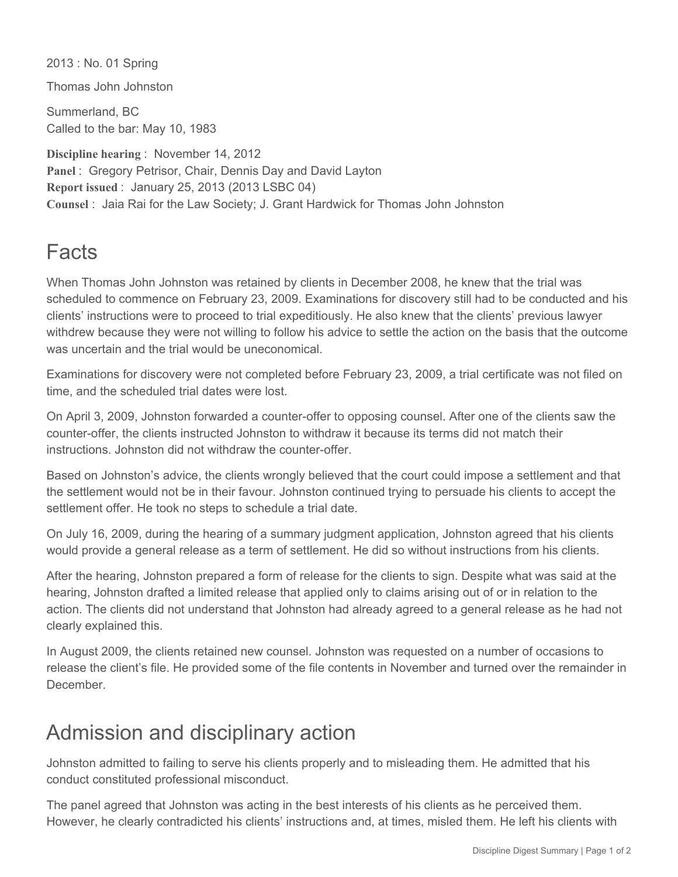2013 : No. 01 Spring

Thomas John Johnston

Summerland, BC
Called to the bar: May 10, 1983

**Discipline hearing** : November 14, 2012
**Panel** : Gregory Petrisor, Chair, Dennis Day and David Layton
**Report issued** : January 25, 2013 (2013 LSBC 04)
**Counsel** : Jaia Rai for the Law Society; J. Grant Hardwick for Thomas John Johnston

## Facts

When Thomas John Johnston was retained by clients in December 2008, he knew that the trial was scheduled to commence on February 23, 2009. Examinations for discovery still had to be conducted and his clients' instructions were to proceed to trial expeditiously. He also knew that the clients' previous lawyer withdrew because they were not willing to follow his advice to settle the action on the basis that the outcome was uncertain and the trial would be uneconomical.

Examinations for discovery were not completed before February 23, 2009, a trial certificate was not filed on time, and the scheduled trial dates were lost.

On April 3, 2009, Johnston forwarded a counter-offer to opposing counsel. After one of the clients saw the counter-offer, the clients instructed Johnston to withdraw it because its terms did not match their instructions. Johnston did not withdraw the counter-offer.

Based on Johnston's advice, the clients wrongly believed that the court could impose a settlement and that the settlement would not be in their favour. Johnston continued trying to persuade his clients to accept the settlement offer. He took no steps to schedule a trial date.

On July 16, 2009, during the hearing of a summary judgment application, Johnston agreed that his clients would provide a general release as a term of settlement. He did so without instructions from his clients.

After the hearing, Johnston prepared a form of release for the clients to sign. Despite what was said at the hearing, Johnston drafted a limited release that applied only to claims arising out of or in relation to the action. The clients did not understand that Johnston had already agreed to a general release as he had not clearly explained this.

In August 2009, the clients retained new counsel. Johnston was requested on a number of occasions to release the client's file. He provided some of the file contents in November and turned over the remainder in December.

## Admission and disciplinary action

Johnston admitted to failing to serve his clients properly and to misleading them. He admitted that his conduct constituted professional misconduct.

The panel agreed that Johnston was acting in the best interests of his clients as he perceived them. However, he clearly contradicted his clients' instructions and, at times, misled them. He left his clients with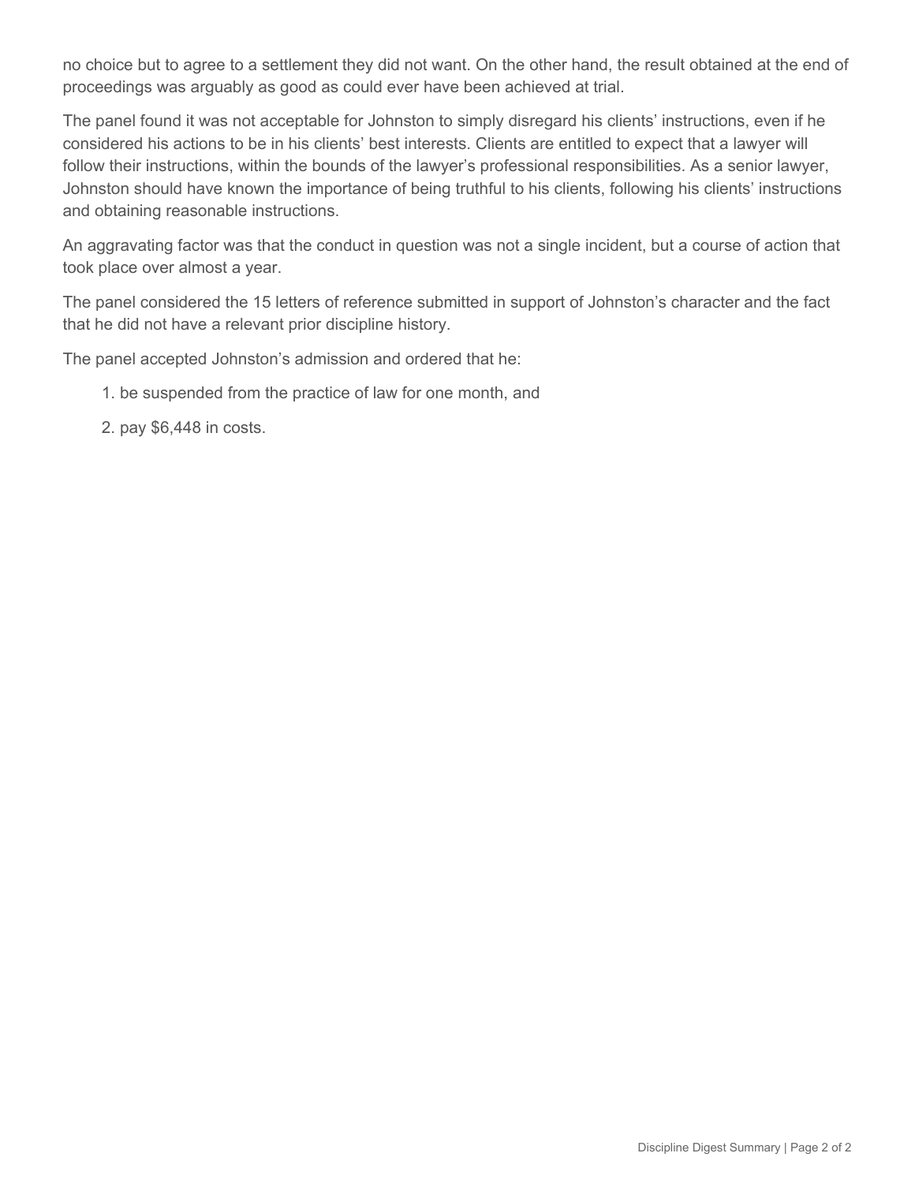no choice but to agree to a settlement they did not want. On the other hand, the result obtained at the end of proceedings was arguably as good as could ever have been achieved at trial.

The panel found it was not acceptable for Johnston to simply disregard his clients' instructions, even if he considered his actions to be in his clients' best interests. Clients are entitled to expect that a lawyer will follow their instructions, within the bounds of the lawyer's professional responsibilities. As a senior lawyer, Johnston should have known the importance of being truthful to his clients, following his clients' instructions and obtaining reasonable instructions.

An aggravating factor was that the conduct in question was not a single incident, but a course of action that took place over almost a year.

The panel considered the 15 letters of reference submitted in support of Johnston's character and the fact that he did not have a relevant prior discipline history.

The panel accepted Johnston's admission and ordered that he:

1. be suspended from the practice of law for one month, and
2. pay $6,448 in costs.